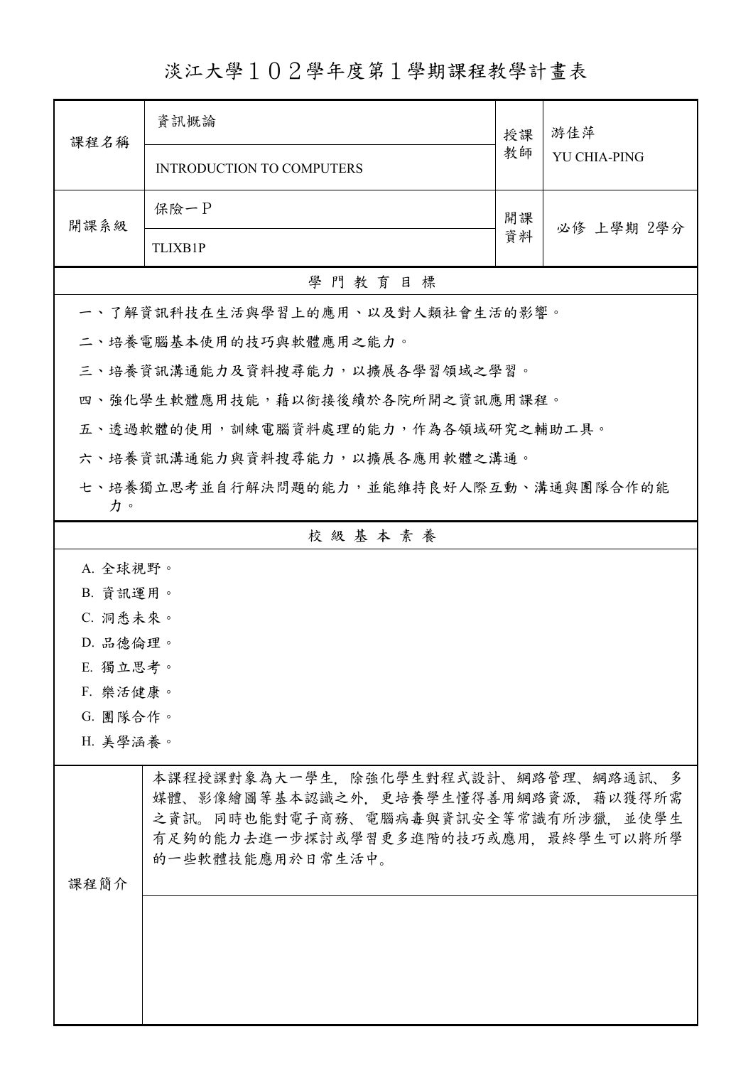# 淡江大學１０２學年度第１學期課程教學計畫表

| | | | |
|---|---|---|---|
| 課程名稱 | 資訊概論<br>INTRODUCTION TO COMPUTERS | 授課教師 | 游佳萍<br>YU CHIA-PING |
| 開課系級 | 保險一Ｐ<br>TLIXB1P | 開課資料 | 必修 上學期 2學分 |

## 學 門 教 育 目 標

一、了解資訊科技在生活與學習上的應用、以及對人類社會生活的影響。

二、培養電腦基本使用的技巧與軟體應用之能力。

三、培養資訊溝通能力及資料搜尋能力，以擴展各學習領域之學習。

四、強化學生軟體應用技能，藉以銜接後續於各院所開之資訊應用課程。

五、透過軟體的使用，訓練電腦資料處理的能力，作為各領域研究之輔助工具。

六、培養資訊溝通能力與資料搜尋能力，以擴展各應用軟體之溝通。

七、培養獨立思考並自行解決問題的能力，並能維持良好人際互動、溝通與團隊合作的能力。

## 校 級 基 本 素 養

A. 全球視野。

B. 資訊運用。

C. 洞悉未來。

D. 品德倫理。

E. 獨立思考。

F. 樂活健康。

G. 團隊合作。

H. 美學涵養。

| | |
|---|---|
| 課程簡介 | 本課程授課對象為大一學生，除強化學生對程式設計、網路管理、網路通訊、多媒體、影像繪圖等基本認識之外，更培養學生懂得善用網路資源，藉以獲得所需之資訊。同時也能對電子商務、電腦病毒與資訊安全等常識有所涉獵，並使學生有足夠的能力去進一步探討或學習更多進階的技巧或應用，最終學生可以將所學的一些軟體技能應用於日常生活中。 |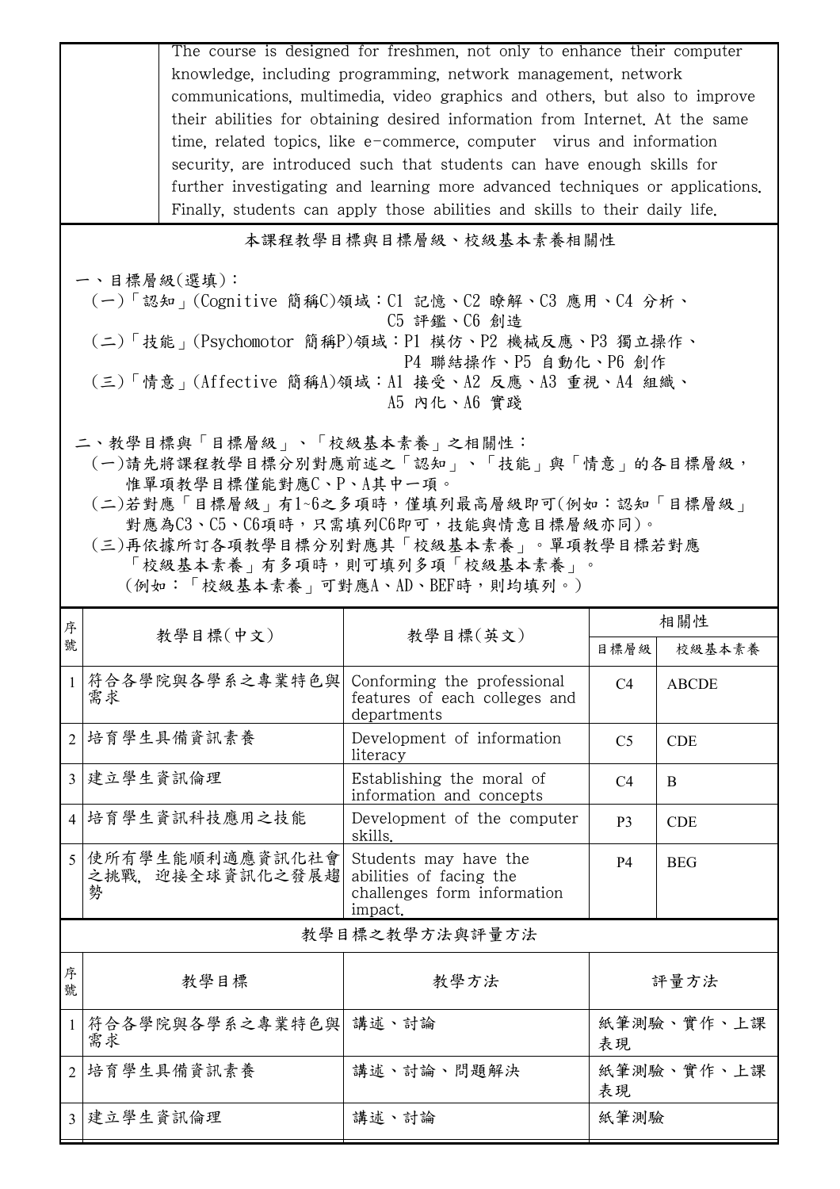| | |
|---|---|
| | The course is designed for freshmen, not only to enhance their computer knowledge, including programming, network management, network communications, multimedia, video graphics and others, but also to improve their abilities for obtaining desired information from Internet. At the same time, related topics, like e-commerce, computer virus and information security, are introduced such that students can have enough skills for further investigating and learning more advanced techniques or applications. Finally, students can apply those abilities and skills to their daily life. |

## 本課程教學目標與目標層級、校級基本素養相關性

一、目標層級(選填)：

(一)「認知」(Cognitive 簡稱C)領域：C1 記憶、C2 瞭解、C3 應用、C4 分析、C5 評鑑、C6 創造

(二)「技能」(Psychomotor 簡稱P)領域：P1 模仿、P2 機械反應、P3 獨立操作、P4 聯結操作、P5 自動化、P6 創作

(三)「情意」(Affective 簡稱A)領域：A1 接受、A2 反應、A3 重視、A4 組織、A5 內化、A6 實踐

二、教學目標與「目標層級」、「校級基本素養」之相關性：

(一)請先將課程教學目標分別對應前述之「認知」、「技能」與「情意」的各目標層級，惟單項教學目標僅能對應C、P、A其中一項。

(二)若對應「目標層級」有1~6之多項時，僅填列最高層級即可(例如：認知「目標層級」對應為C3、C5、C6項時，只需填列C6即可，技能與情意目標層級亦同)。

(三)再依據所訂各項教學目標分別對應其「校級基本素養」。單項教學目標若對應「校級基本素養」有多項時，則可填列多項「校級基本素養」。(例如：「校級基本素養」可對應A、AD、BEF時，則均填列。)

| 序號 | 教學目標(中文) | 教學目標(英文) | 相關性 | |
|---|---|---|---|---|
| | | | 目標層級 | 校級基本素養 |
| 1 | 符合各學院與各學系之專業特色與需求 | Conforming the professional features of each colleges and departments | C4 | ABCDE |
| 2 | 培育學生具備資訊素養 | Development of information literacy | C5 | CDE |
| 3 | 建立學生資訊倫理 | Establishing the moral of information and concepts | C4 | B |
| 4 | 培育學生資訊科技應用之技能 | Development of the computer skills. | P3 | CDE |
| 5 | 使所有學生能順利適應資訊化社會之挑戰, 迎接全球資訊化之發展趨勢 | Students may have the abilities of facing the challenges form information impact. | P4 | BEG |

## 教學目標之教學方法與評量方法

| 序號 | 教學目標 | 教學方法 | 評量方法 |
|---|---|---|---|
| 1 | 符合各學院與各學系之專業特色與需求 | 講述、討論 | 紙筆測驗、實作、上課表現 |
| 2 | 培育學生具備資訊素養 | 講述、討論、問題解決 | 紙筆測驗、實作、上課表現 |
| 3 | 建立學生資訊倫理 | 講述、討論 | 紙筆測驗 |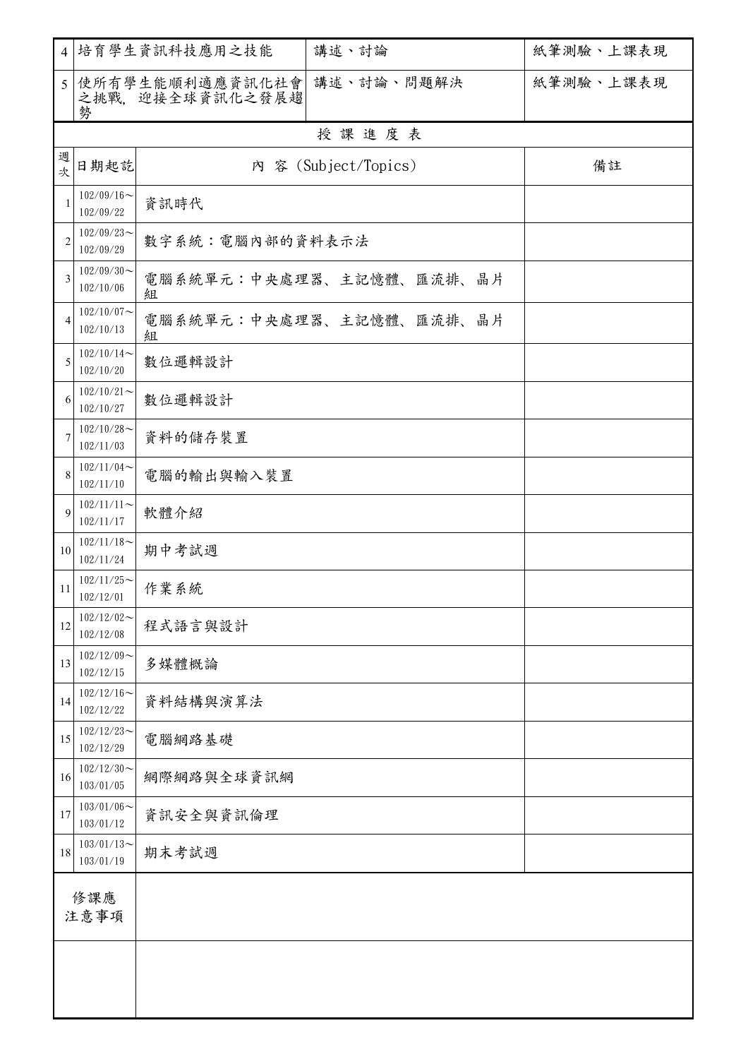| | | | |
|---|---|---|---|
| 4 | 培育學生資訊科技應用之技能 | 講述、討論 | 紙筆測驗、上課表現 |
| 5 | 使所有學生能順利適應資訊化社會之挑戰，迎接全球資訊化之發展趨勢 | 講述、討論、問題解決 | 紙筆測驗、上課表現 |

授課進度表

| 週次 | 日期起訖 | 內 容 (Subject/Topics) | 備註 |
|---|---|---|---|
| 1 | 102/09/16～102/09/22 | 資訊時代 | |
| 2 | 102/09/23～102/09/29 | 數字系統：電腦內部的資料表示法 | |
| 3 | 102/09/30～102/10/06 | 電腦系統單元：中央處理器、主記憶體、匯流排、晶片組 | |
| 4 | 102/10/07～102/10/13 | 電腦系統單元：中央處理器、主記憶體、匯流排、晶片組 | |
| 5 | 102/10/14～102/10/20 | 數位邏輯設計 | |
| 6 | 102/10/21～102/10/27 | 數位邏輯設計 | |
| 7 | 102/10/28～102/11/03 | 資料的儲存裝置 | |
| 8 | 102/11/04～102/11/10 | 電腦的輸出與輸入裝置 | |
| 9 | 102/11/11～102/11/17 | 軟體介紹 | |
| 10 | 102/11/18～102/11/24 | 期中考試週 | |
| 11 | 102/11/25～102/12/01 | 作業系統 | |
| 12 | 102/12/02～102/12/08 | 程式語言與設計 | |
| 13 | 102/12/09～102/12/15 | 多媒體概論 | |
| 14 | 102/12/16～102/12/22 | 資料結構與演算法 | |
| 15 | 102/12/23～102/12/29 | 電腦網路基礎 | |
| 16 | 102/12/30～103/01/05 | 網際網路與全球資訊網 | |
| 17 | 103/01/06～103/01/12 | 資訊安全與資訊倫理 | |
| 18 | 103/01/13～103/01/19 | 期末考試週 | |

| | |
|---|---|
| 修課應注意事項 | |
| | |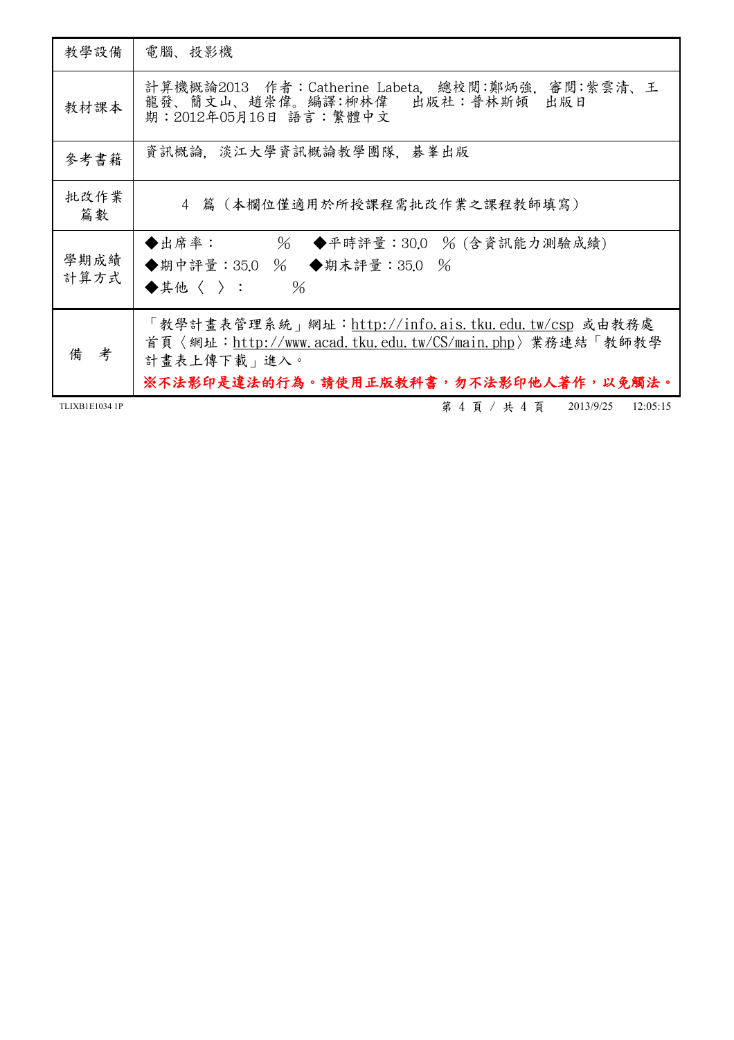| | |
|---|---|
| 教學設備 | 電腦、投影機 |
| 教材課本 | 計算機概論2013　作者：Catherine Labeta,　總校閱:鄭炳強,　審閱:紫雲清、王龍發、簡文山、趙崇偉。編譯:柳林偉　　出版社：普林斯頓　出版日期：2012年05月16日　語言：繁體中文 |
| 參考書籍 | 資訊概論, 淡江大學資訊概論教學團隊, 碁峯出版 |
| 批改作業篇數 | 4　篇（本欄位僅適用於所授課程需批改作業之課程教師填寫） |
| 學期成績計算方式 | ◆出席率：　　　%　◆平時評量：30.0　%（含資訊能力測驗成績）<br>◆期中評量：35.0　%　◆期末評量：35.0　%<br>◆其他〈　〉：　　　% |
| 備　考 | 「教學計畫表管理系統」網址：http://info.ais.tku.edu.tw/csp 或由教務處首頁〈網址：http://www.acad.tku.edu.tw/CS/main.php〉業務連結「教師教學計畫表上傳下載」進入。<br>**※不法影印是違法的行為。請使用正版教科書，勿不法影印他人著作，以免觸法。** |

TLIXB1E1034 1P　　2013/9/25　12:05:15